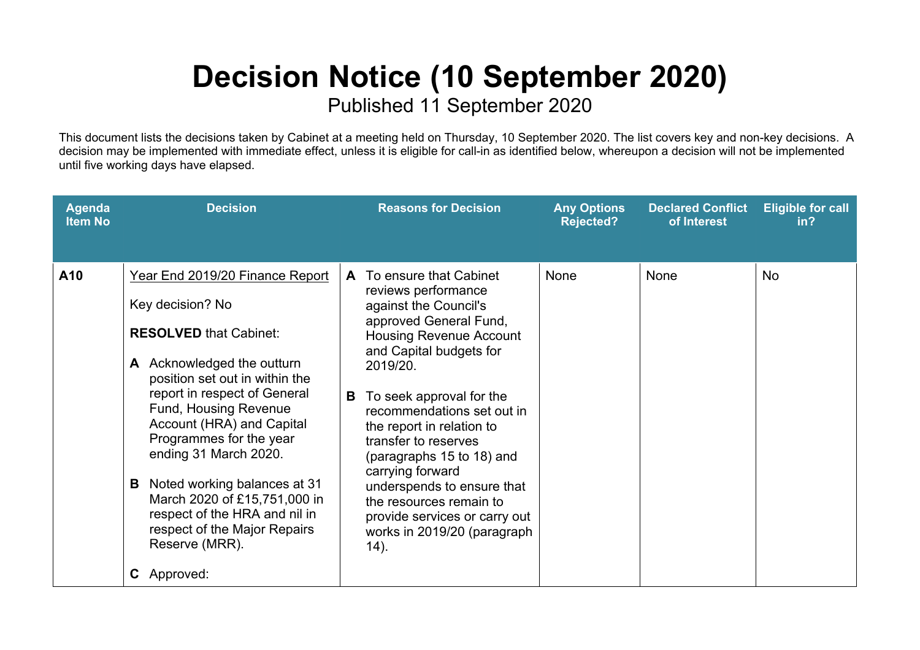# Decision Notice (10 September 2020)

Published 11 September 2020

This document lists the decisions taken by Cabinet at a meeting held on Thursday, 10 September 2020. The list covers key and non-key decisions. A decision may be implemented with immediate effect, unless it is eligible for call-in as identified below, whereupon a decision will not be implemented until five working days have elapsed.

| Agenda Item No | Decision | Reasons for Decision | Any Options Rejected? | Declared Conflict of Interest | Eligible for call in? |
|---|---|---|---|---|---|
| **A10** | Year End 2019/20 Finance Report<br><br>Key decision? No<br><br>**RESOLVED** that Cabinet:<br><br>**A** Acknowledged the outturn position set out in within the report in respect of General Fund, Housing Revenue Account (HRA) and Capital Programmes for the year ending 31 March 2020.<br><br>**B** Noted working balances at 31 March 2020 of £15,751,000 in respect of the HRA and nil in respect of the Major Repairs Reserve (MRR).<br><br>**C** Approved: | **A** To ensure that Cabinet reviews performance against the Council's approved General Fund, Housing Revenue Account and Capital budgets for 2019/20.<br><br>**B** To seek approval for the recommendations set out in the report in relation to transfer to reserves (paragraphs 15 to 18) and carrying forward underspends to ensure that the resources remain to provide services or carry out works in 2019/20 (paragraph 14). | None | None | No |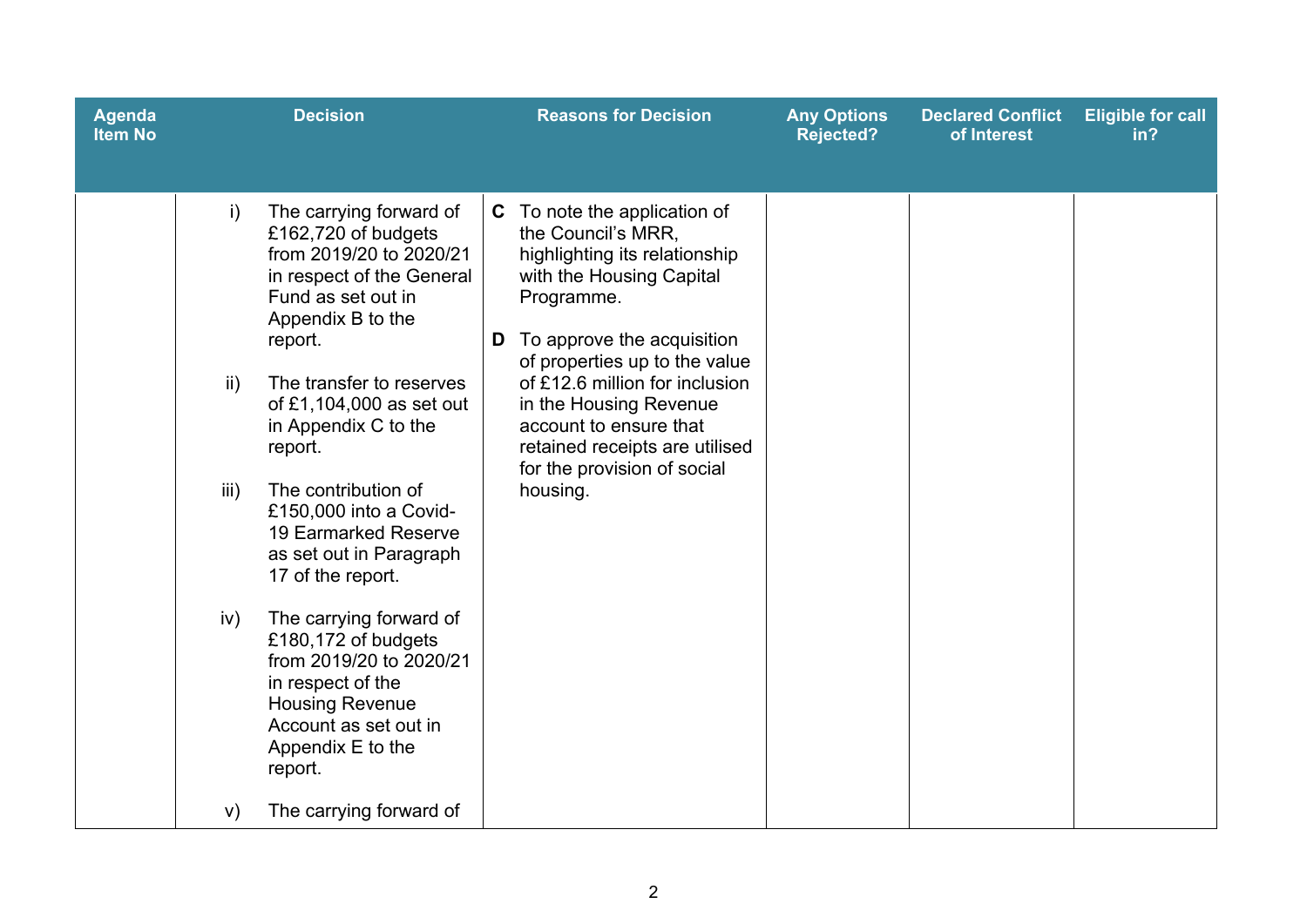| Agenda Item No | Decision | Reasons for Decision | Any Options Rejected? | Declared Conflict of Interest | Eligible for call in? |
|---|---|---|---|---|---|
| | i) The carrying forward of £162,720 of budgets from 2019/20 to 2020/21 in respect of the General Fund as set out in Appendix B to the report.<br><br>ii) The transfer to reserves of £1,104,000 as set out in Appendix C to the report.<br><br>iii) The contribution of £150,000 into a Covid-19 Earmarked Reserve as set out in Paragraph 17 of the report.<br><br>iv) The carrying forward of £180,172 of budgets from 2019/20 to 2020/21 in respect of the Housing Revenue Account as set out in Appendix E to the report.<br><br>v) The carrying forward of | **C** To note the application of the Council's MRR, highlighting its relationship with the Housing Capital Programme.<br><br>**D** To approve the acquisition of properties up to the value of £12.6 million for inclusion in the Housing Revenue account to ensure that retained receipts are utilised for the provision of social housing. | | | |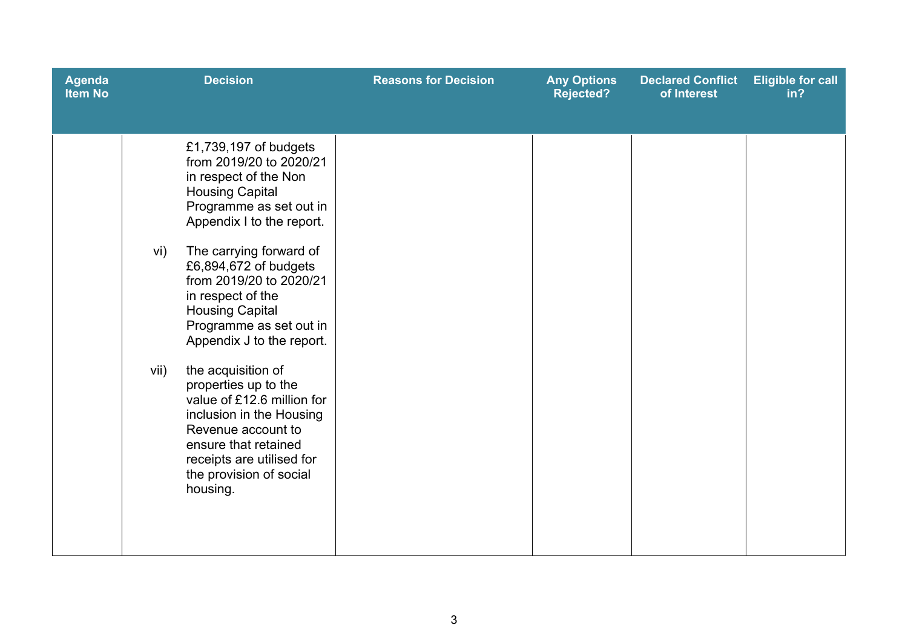| Agenda Item No | Decision | Reasons for Decision | Any Options Rejected? | Declared Conflict of Interest | Eligible for call in? |
|---|---|---|---|---|---|
| | £1,739,197 of budgets from 2019/20 to 2020/21 in respect of the Non Housing Capital Programme as set out in Appendix I to the report.<br><br>vi) The carrying forward of £6,894,672 of budgets from 2019/20 to 2020/21 in respect of the Housing Capital Programme as set out in Appendix J to the report.<br><br>vii) the acquisition of properties up to the value of £12.6 million for inclusion in the Housing Revenue account to ensure that retained receipts are utilised for the provision of social housing. | | | | |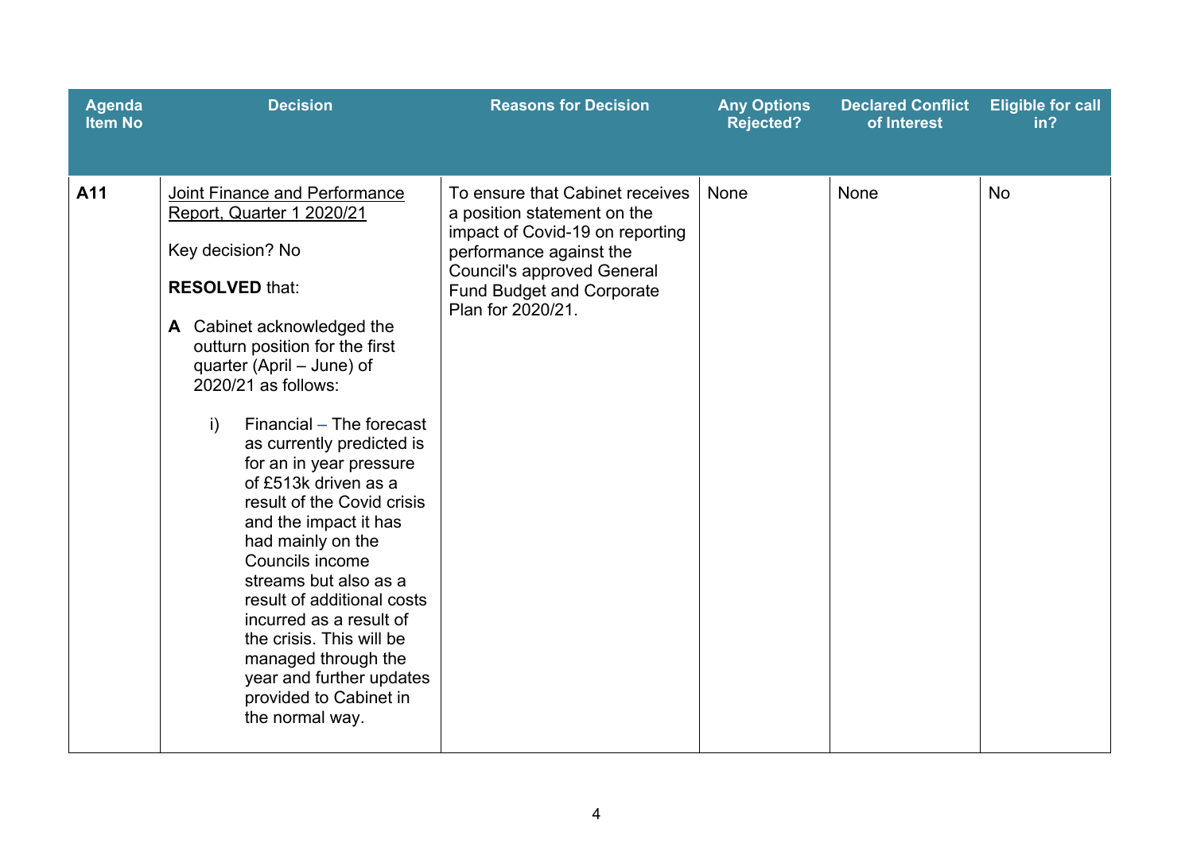| Agenda Item No | Decision | Reasons for Decision | Any Options Rejected? | Declared Conflict of Interest | Eligible for call in? |
|---|---|---|---|---|---|
| **A11** | <u>Joint Finance and Performance Report, Quarter 1 2020/21</u><br><br>Key decision? No<br><br>**RESOLVED** that:<br><br>**A** Cabinet acknowledged the outturn position for the first quarter (April – June) of 2020/21 as follows:<br><br>i) Financial – The forecast as currently predicted is for an in year pressure of £513k driven as a result of the Covid crisis and the impact it has had mainly on the Councils income streams but also as a result of additional costs incurred as a result of the crisis. This will be managed through the year and further updates provided to Cabinet in the normal way. | To ensure that Cabinet receives a position statement on the impact of Covid-19 on reporting performance against the Council's approved General Fund Budget and Corporate Plan for 2020/21. | None | None | No |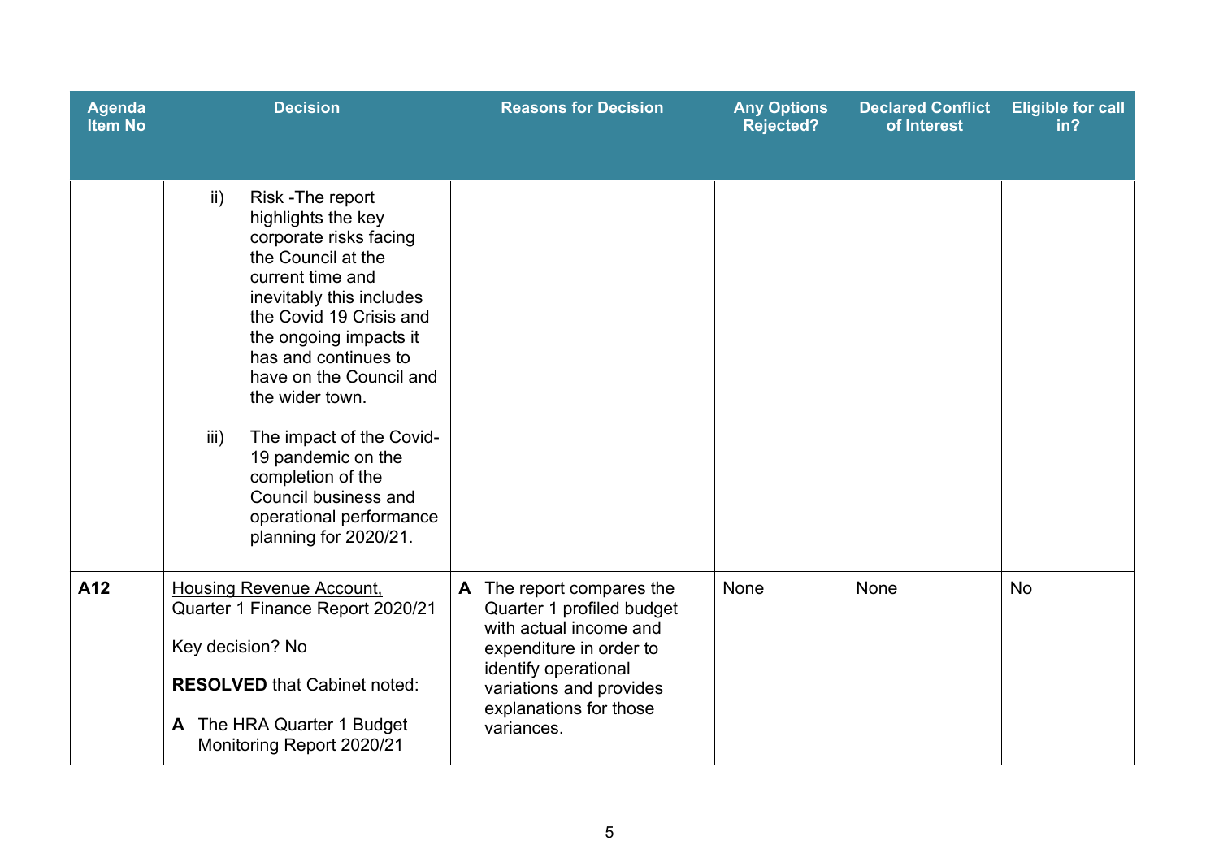| Agenda Item No | Decision | Reasons for Decision | Any Options Rejected? | Declared Conflict of Interest | Eligible for call in? |
|---|---|---|---|---|---|
| | ii) Risk -The report highlights the key corporate risks facing the Council at the current time and inevitably this includes the Covid 19 Crisis and the ongoing impacts it has and continues to have on the Council and the wider town.<br><br>iii) The impact of the Covid-19 pandemic on the completion of the Council business and operational performance planning for 2020/21. | | | | |
| **A12** | <u>Housing Revenue Account, Quarter 1 Finance Report 2020/21</u><br><br>Key decision? No<br><br>**RESOLVED** that Cabinet noted:<br><br>**A** The HRA Quarter 1 Budget Monitoring Report 2020/21 | **A** The report compares the Quarter 1 profiled budget with actual income and expenditure in order to identify operational variations and provides explanations for those variances. | None | None | No |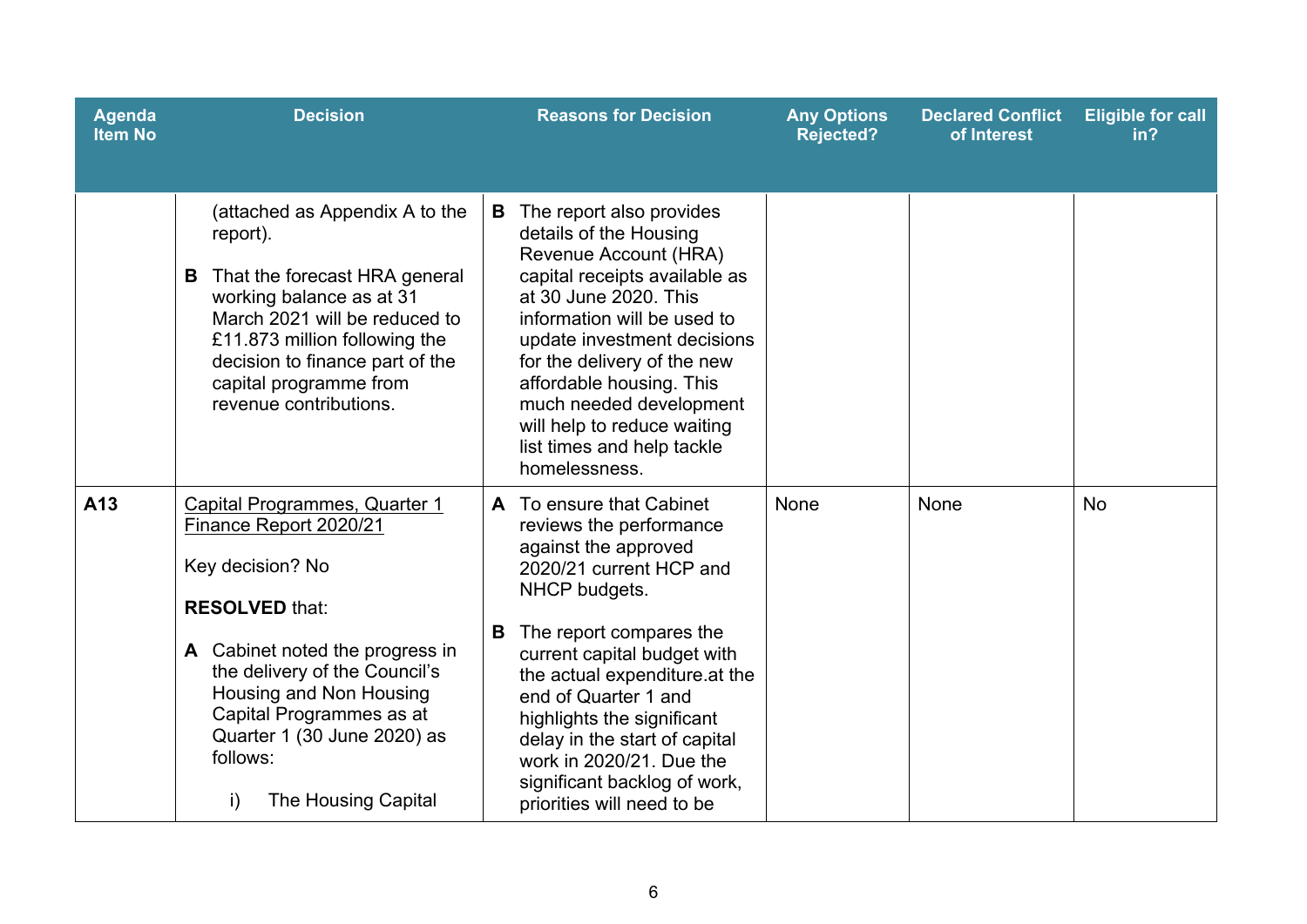| Agenda Item No | Decision | Reasons for Decision | Any Options Rejected? | Declared Conflict of Interest | Eligible for call in? |
|---|---|---|---|---|---|
| | (attached as Appendix A to the report).<br><br>**B** That the forecast HRA general working balance as at 31 March 2021 will be reduced to £11.873 million following the decision to finance part of the capital programme from revenue contributions. | **B** The report also provides details of the Housing Revenue Account (HRA) capital receipts available as at 30 June 2020. This information will be used to update investment decisions for the delivery of the new affordable housing. This much needed development will help to reduce waiting list times and help tackle homelessness. | | | |
| **A13** | <u>Capital Programmes, Quarter 1 Finance Report 2020/21</u><br><br>Key decision? No<br><br>**RESOLVED** that:<br><br>**A** Cabinet noted the progress in the delivery of the Council's Housing and Non Housing Capital Programmes as at Quarter 1 (30 June 2020) as follows:<br><br>i) The Housing Capital | **A** To ensure that Cabinet reviews the performance against the approved 2020/21 current HCP and NHCP budgets.<br><br>**B** The report compares the current capital budget with the actual expenditure.at the end of Quarter 1 and highlights the significant delay in the start of capital work in 2020/21. Due the significant backlog of work, priorities will need to be | None | None | No |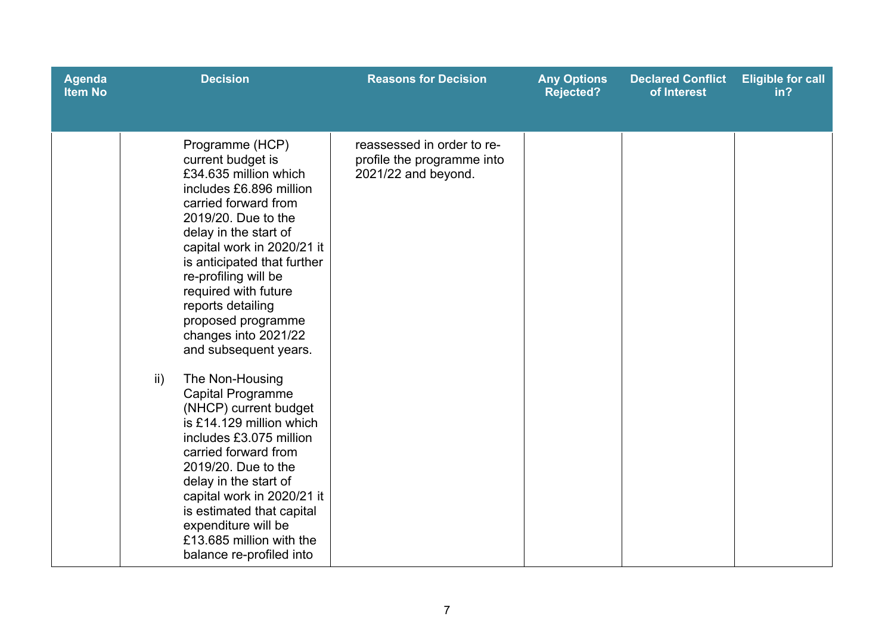| Agenda Item No | Decision | Reasons for Decision | Any Options Rejected? | Declared Conflict of Interest | Eligible for call in? |
|---|---|---|---|---|---|
| | Programme (HCP) current budget is £34.635 million which includes £6.896 million carried forward from 2019/20. Due to the delay in the start of capital work in 2020/21 it is anticipated that further re-profiling will be required with future reports detailing proposed programme changes into 2021/22 and subsequent years.<br><br>ii) The Non-Housing Capital Programme (NHCP) current budget is £14.129 million which includes £3.075 million carried forward from 2019/20. Due to the delay in the start of capital work in 2020/21 it is estimated that capital expenditure will be £13.685 million with the balance re-profiled into | reassessed in order to re-profile the programme into 2021/22 and beyond. | | | |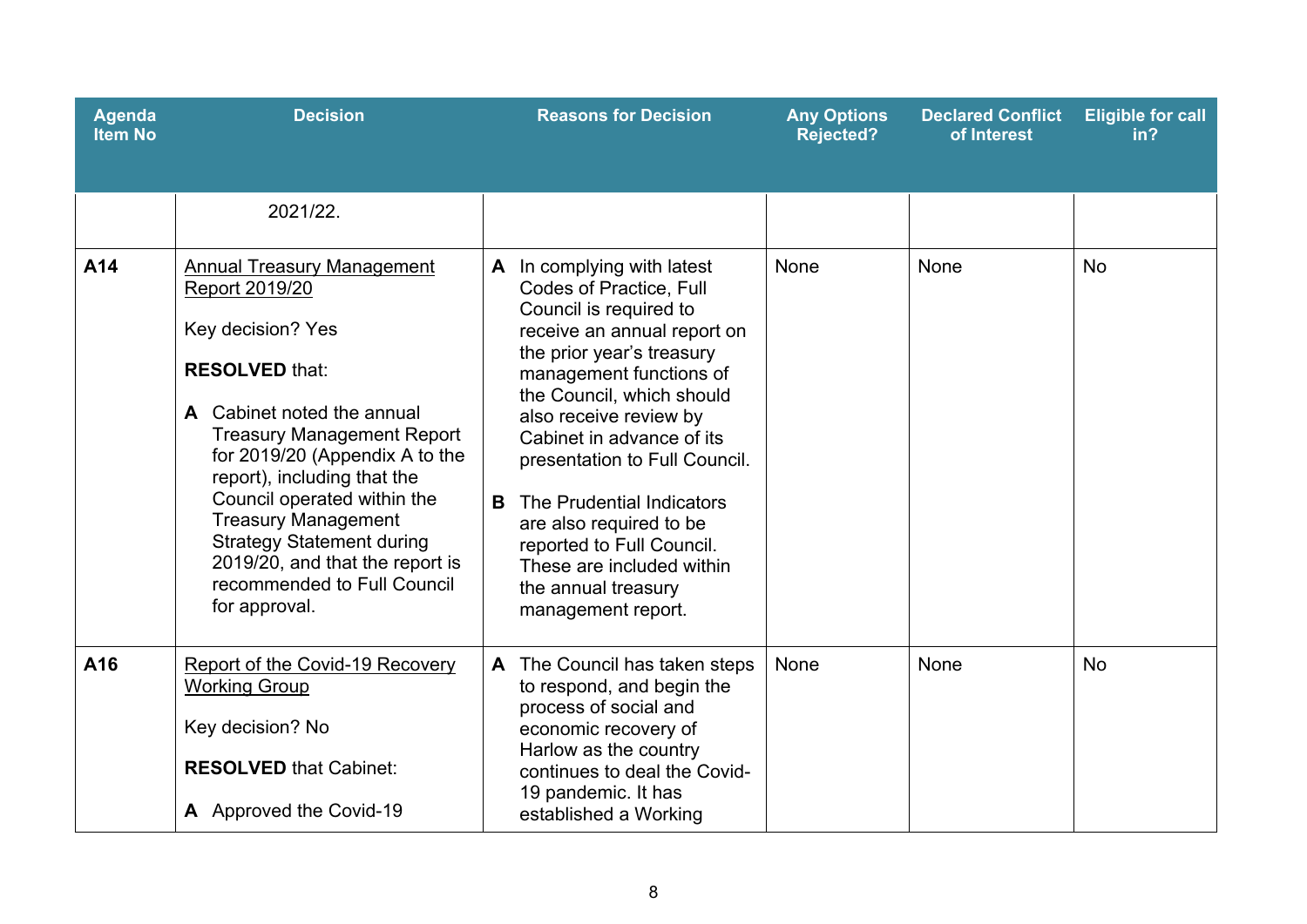| Agenda Item No | Decision | Reasons for Decision | Any Options Rejected? | Declared Conflict of Interest | Eligible for call in? |
|---|---|---|---|---|---|
| | 2021/22. | | | | |
| **A14** | <u>Annual Treasury Management Report 2019/20</u><br><br>Key decision? Yes<br><br>**RESOLVED** that:<br><br>**A** Cabinet noted the annual Treasury Management Report for 2019/20 (Appendix A to the report), including that the Council operated within the Treasury Management Strategy Statement during 2019/20, and that the report is recommended to Full Council for approval. | **A** In complying with latest Codes of Practice, Full Council is required to receive an annual report on the prior year's treasury management functions of the Council, which should also receive review by Cabinet in advance of its presentation to Full Council.<br><br>**B** The Prudential Indicators are also required to be reported to Full Council. These are included within the annual treasury management report. | None | None | No |
| **A16** | <u>Report of the Covid-19 Recovery Working Group</u><br><br>Key decision? No<br><br>**RESOLVED** that Cabinet:<br><br>**A** Approved the Covid-19 | **A** The Council has taken steps to respond, and begin the process of social and economic recovery of Harlow as the country continues to deal the Covid-19 pandemic. It has established a Working | None | None | No |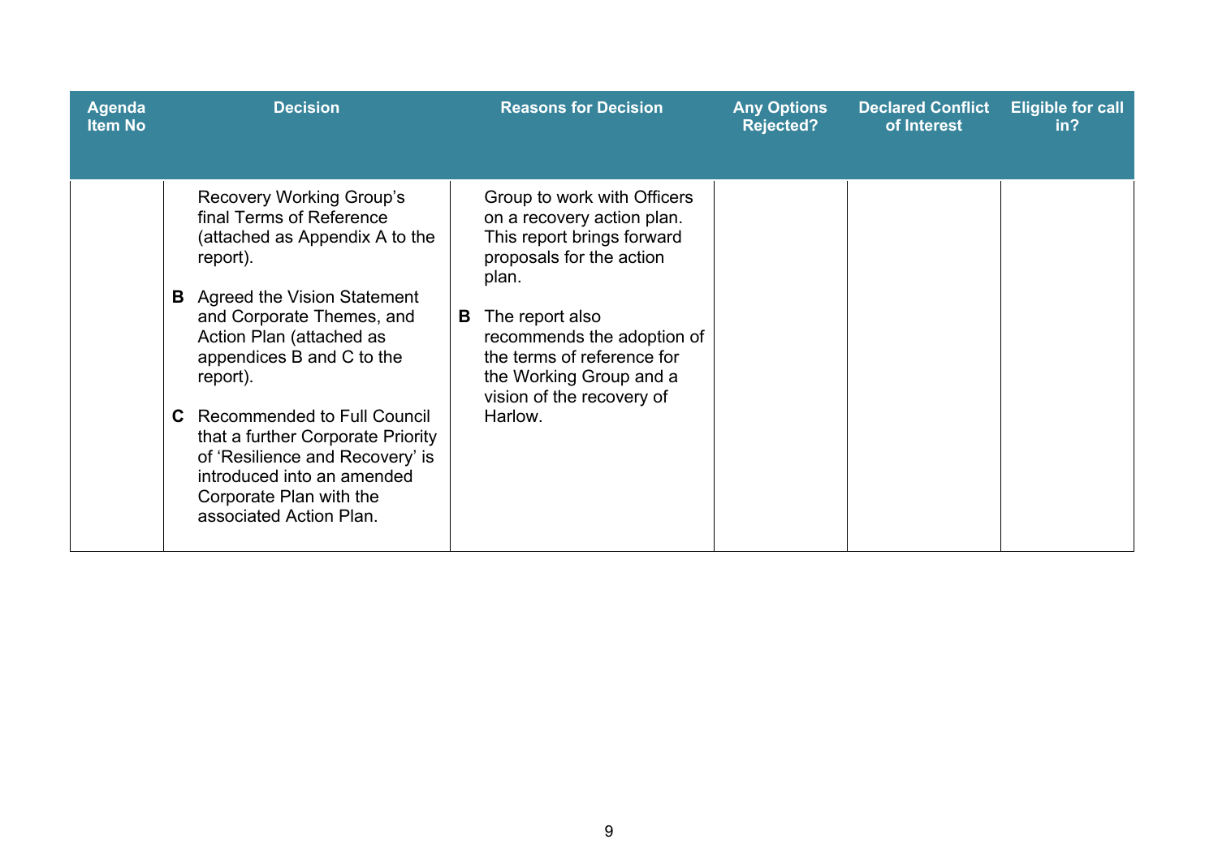| Agenda Item No | Decision | Reasons for Decision | Any Options Rejected? | Declared Conflict of Interest | Eligible for call in? |
| --- | --- | --- | --- | --- | --- |
| | Recovery Working Group's final Terms of Reference (attached as Appendix A to the report).<br><br>**B** Agreed the Vision Statement and Corporate Themes, and Action Plan (attached as appendices B and C to the report).<br><br>**C** Recommended to Full Council that a further Corporate Priority of 'Resilience and Recovery' is introduced into an amended Corporate Plan with the associated Action Plan. | Group to work with Officers on a recovery action plan. This report brings forward proposals for the action plan.<br><br>**B** The report also recommends the adoption of the terms of reference for the Working Group and a vision of the recovery of Harlow. | | | |